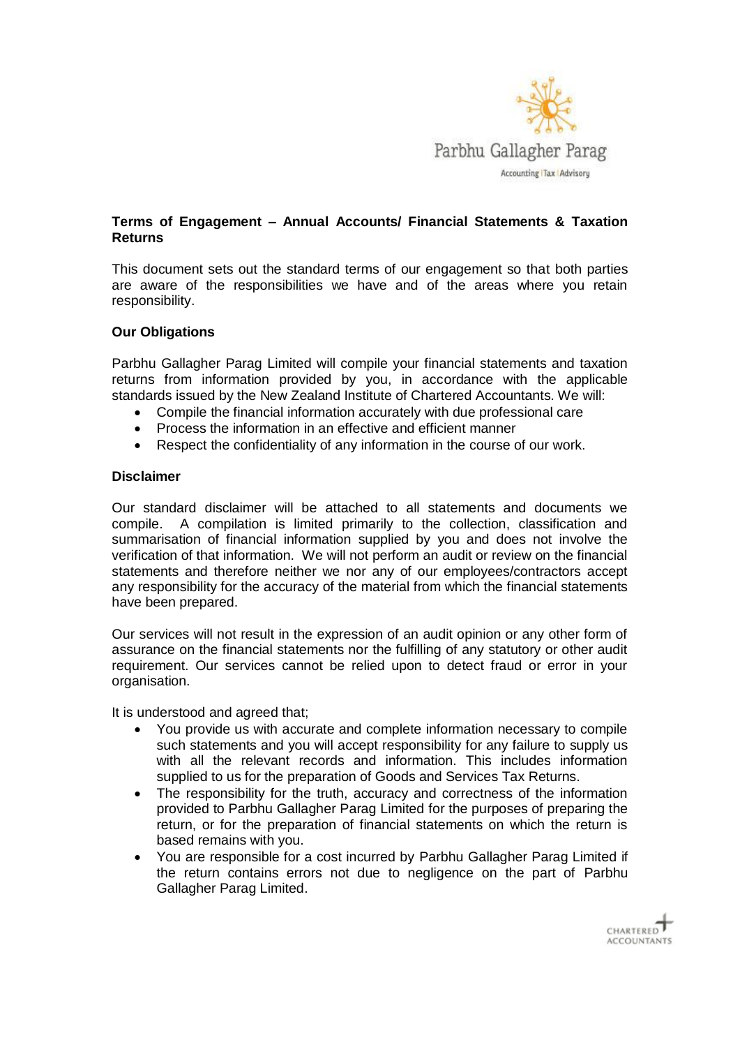Parbhu Gallagher Parag

Accounting | Tax | Advisory

## Terms of Engagement – Annual Accounts/ Financial Statements & Taxation Returns

This document sets out the standard terms of our engagement so that both parties are aware of the responsibilities we have and of the areas where you retain responsibility.

### Our Obligations

Parbhu Gallagher Parag Limited will compile your financial statements and taxation returns from information provided by you, in accordance with the applicable standards issued by the New Zealand Institute of Chartered Accountants. We will:

- Compile the financial information accurately with due professional care
- Process the information in an effective and efficient manner
- Respect the confidentiality of any information in the course of our work.

### Disclaimer

Our standard disclaimer will be attached to all statements and documents we compile. A compilation is limited primarily to the collection, classification and summarisation of financial information supplied by you and does not involve the verification of that information. We will not perform an audit or review on the financial statements and therefore neither we nor any of our employees/contractors accept any responsibility for the accuracy of the material from which the financial statements have been prepared.

Our services will not result in the expression of an audit opinion or any other form of assurance on the financial statements nor the fulfilling of any statutory or other audit requirement. Our services cannot be relied upon to detect fraud or error in your organisation.

It is understood and agreed that;

- You provide us with accurate and complete information necessary to compile such statements and you will accept responsibility for any failure to supply us with all the relevant records and information. This includes information supplied to us for the preparation of Goods and Services Tax Returns.
- The responsibility for the truth, accuracy and correctness of the information provided to Parbhu Gallagher Parag Limited for the purposes of preparing the return, or for the preparation of financial statements on which the return is based remains with you.
- You are responsible for a cost incurred by Parbhu Gallagher Parag Limited if the return contains errors not due to negligence on the part of Parbhu Gallagher Parag Limited.

CHARTERED ACCOUNTANTS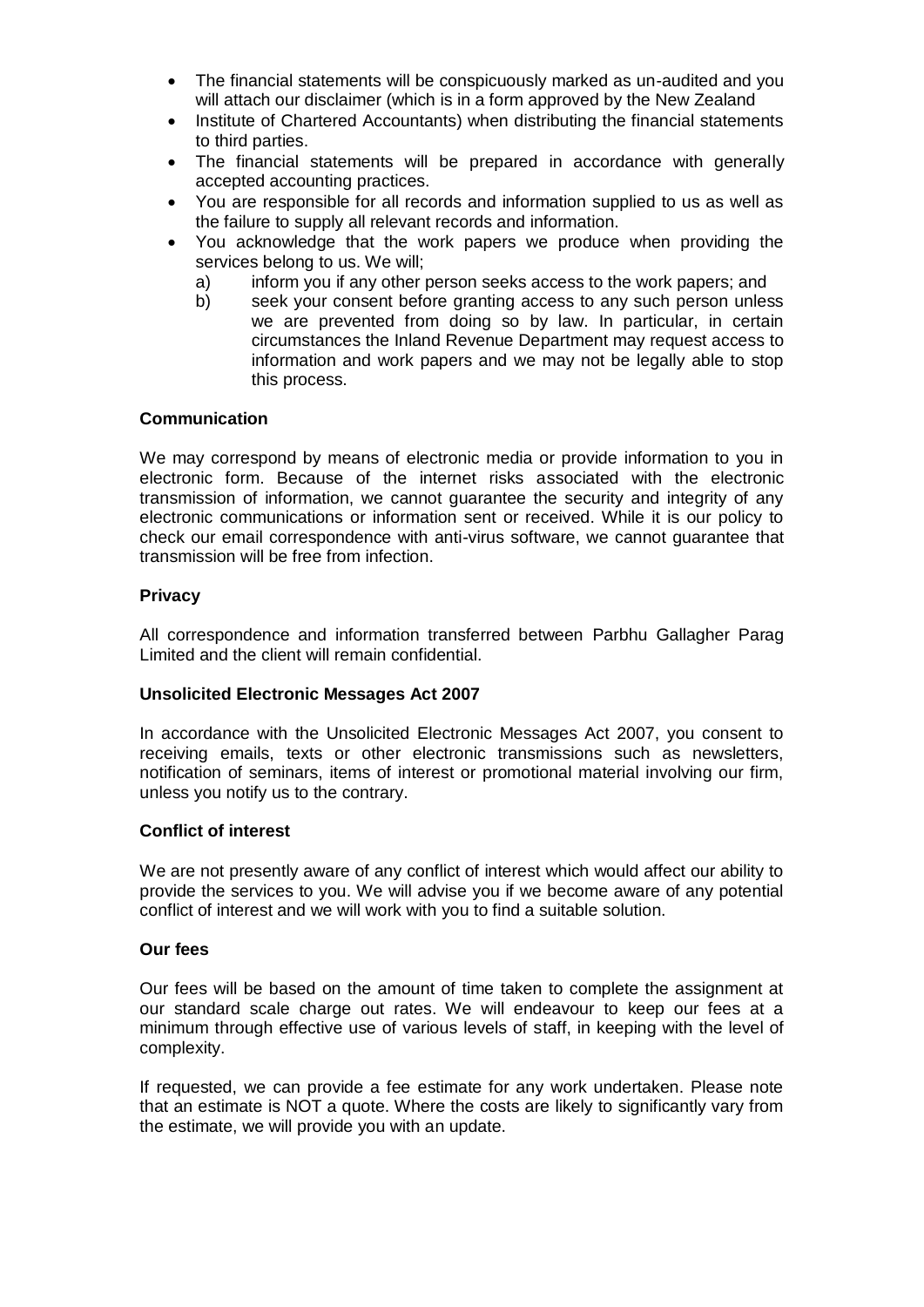- The financial statements will be conspicuously marked as un-audited and you will attach our disclaimer (which is in a form approved by the New Zealand
- Institute of Chartered Accountants) when distributing the financial statements to third parties.
- The financial statements will be prepared in accordance with generally accepted accounting practices.
- You are responsible for all records and information supplied to us as well as the failure to supply all relevant records and information.
- You acknowledge that the work papers we produce when providing the services belong to us. We will;
  a) inform you if any other person seeks access to the work papers; and
  b) seek your consent before granting access to any such person unless we are prevented from doing so by law. In particular, in certain circumstances the Inland Revenue Department may request access to information and work papers and we may not be legally able to stop this process.

**Communication**

We may correspond by means of electronic media or provide information to you in electronic form. Because of the internet risks associated with the electronic transmission of information, we cannot guarantee the security and integrity of any electronic communications or information sent or received. While it is our policy to check our email correspondence with anti-virus software, we cannot guarantee that transmission will be free from infection.

**Privacy**

All correspondence and information transferred between Parbhu Gallagher Parag Limited and the client will remain confidential.

**Unsolicited Electronic Messages Act 2007**

In accordance with the Unsolicited Electronic Messages Act 2007, you consent to receiving emails, texts or other electronic transmissions such as newsletters, notification of seminars, items of interest or promotional material involving our firm, unless you notify us to the contrary.

**Conflict of interest**

We are not presently aware of any conflict of interest which would affect our ability to provide the services to you. We will advise you if we become aware of any potential conflict of interest and we will work with you to find a suitable solution.

**Our fees**

Our fees will be based on the amount of time taken to complete the assignment at our standard scale charge out rates. We will endeavour to keep our fees at a minimum through effective use of various levels of staff, in keeping with the level of complexity.

If requested, we can provide a fee estimate for any work undertaken. Please note that an estimate is NOT a quote. Where the costs are likely to significantly vary from the estimate, we will provide you with an update.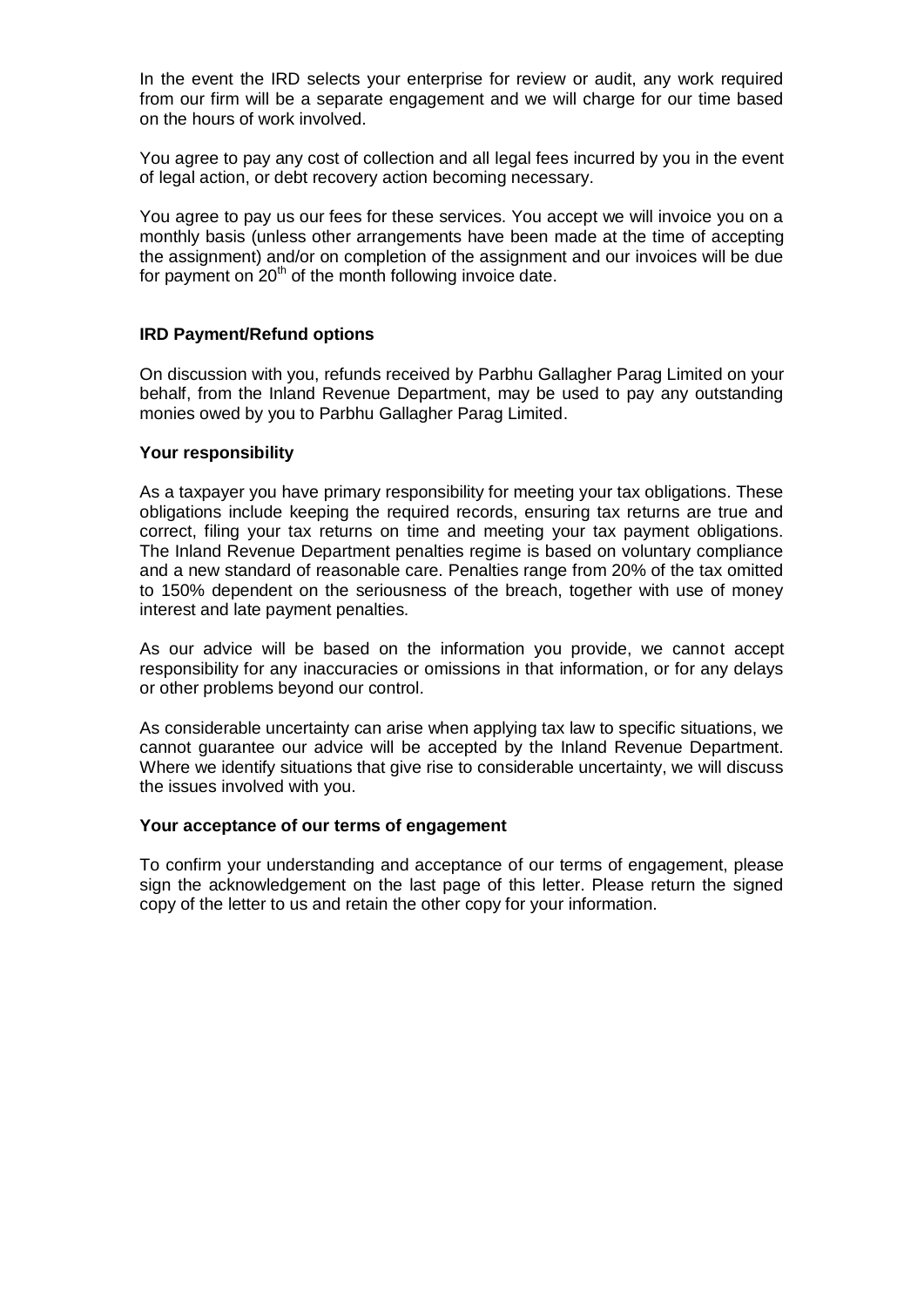In the event the IRD selects your enterprise for review or audit, any work required from our firm will be a separate engagement and we will charge for our time based on the hours of work involved.

You agree to pay any cost of collection and all legal fees incurred by you in the event of legal action, or debt recovery action becoming necessary.

You agree to pay us our fees for these services. You accept we will invoice you on a monthly basis (unless other arrangements have been made at the time of accepting the assignment) and/or on completion of the assignment and our invoices will be due for payment on 20th of the month following invoice date.

**IRD Payment/Refund options**

On discussion with you, refunds received by Parbhu Gallagher Parag Limited on your behalf, from the Inland Revenue Department, may be used to pay any outstanding monies owed by you to Parbhu Gallagher Parag Limited.

**Your responsibility**

As a taxpayer you have primary responsibility for meeting your tax obligations. These obligations include keeping the required records, ensuring tax returns are true and correct, filing your tax returns on time and meeting your tax payment obligations. The Inland Revenue Department penalties regime is based on voluntary compliance and a new standard of reasonable care. Penalties range from 20% of the tax omitted to 150% dependent on the seriousness of the breach, together with use of money interest and late payment penalties.

As our advice will be based on the information you provide, we cannot accept responsibility for any inaccuracies or omissions in that information, or for any delays or other problems beyond our control.

As considerable uncertainty can arise when applying tax law to specific situations, we cannot guarantee our advice will be accepted by the Inland Revenue Department. Where we identify situations that give rise to considerable uncertainty, we will discuss the issues involved with you.

**Your acceptance of our terms of engagement**

To confirm your understanding and acceptance of our terms of engagement, please sign the acknowledgement on the last page of this letter. Please return the signed copy of the letter to us and retain the other copy for your information.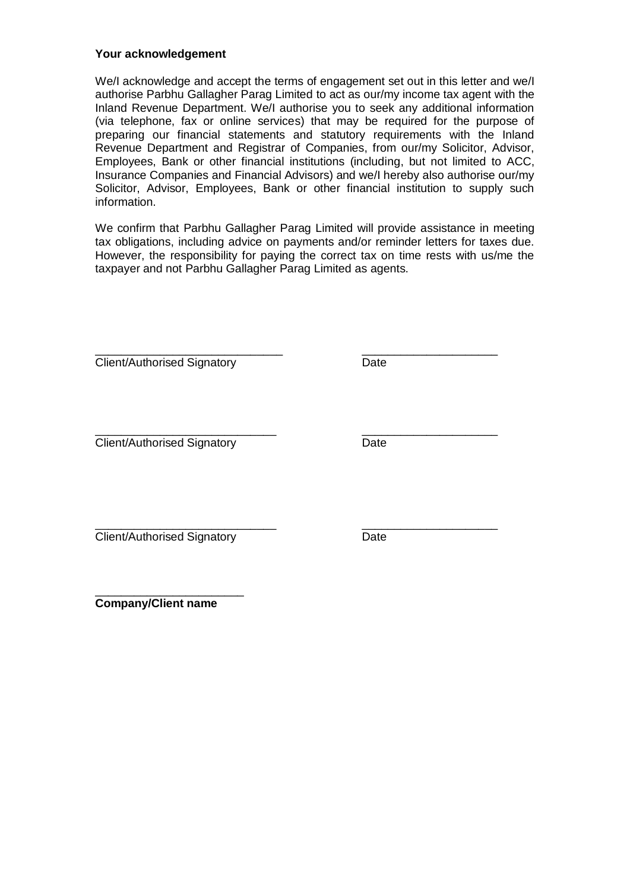**Your acknowledgement**

We/I acknowledge and accept the terms of engagement set out in this letter and we/I authorise Parbhu Gallagher Parag Limited to act as our/my income tax agent with the Inland Revenue Department. We/I authorise you to seek any additional information (via telephone, fax or online services) that may be required for the purpose of preparing our financial statements and statutory requirements with the Inland Revenue Department and Registrar of Companies, from our/my Solicitor, Advisor, Employees, Bank or other financial institutions (including, but not limited to ACC, Insurance Companies and Financial Advisors) and we/I hereby also authorise our/my Solicitor, Advisor, Employees, Bank or other financial institution to supply such information.

We confirm that Parbhu Gallagher Parag Limited will provide assistance in meeting tax obligations, including advice on payments and/or reminder letters for taxes due. However, the responsibility for paying the correct tax on time rests with us/me the taxpayer and not Parbhu Gallagher Parag Limited as agents.

| | |
|---|---|
| ____________________________ | ____________________ |
| Client/Authorised Signatory | Date |
| ____________________________ | ____________________ |
| Client/Authorised Signatory | Date |
| ____________________________ | ____________________ |
| Client/Authorised Signatory | Date |

______________________

**Company/Client name**